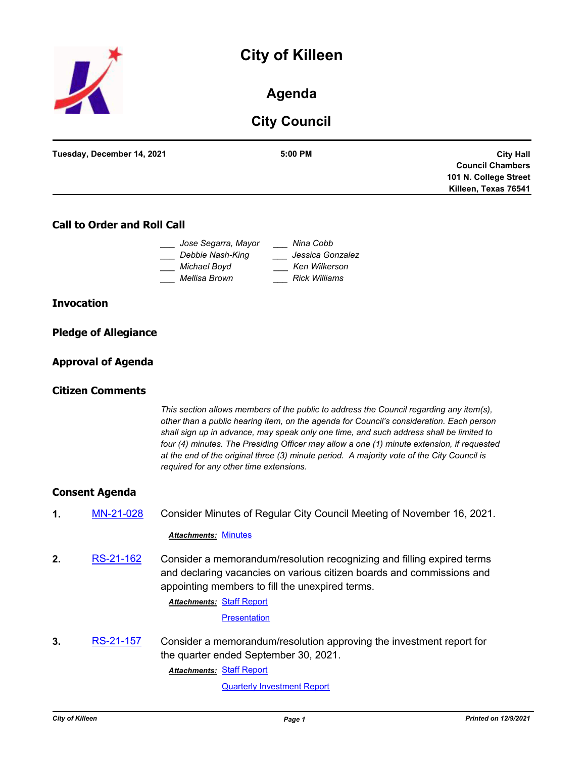# City of Killeen

## Agenda

## City Council

**Tuesday, December 14, 2021** | **5:00 PM** | **City Hall Council Chambers 101 N. College Street Killeen, Texas 76541**

### Call to Order and Roll Call

___ *Jose Segarra, Mayor*
___ *Debbie Nash-King*
___ *Michael Boyd*
___ *Mellisa Brown*
___ *Nina Cobb*
___ *Jessica Gonzalez*
___ *Ken Wilkerson*
___ *Rick Williams*

### Invocation

### Pledge of Allegiance

### Approval of Agenda

### Citizen Comments

*This section allows members of the public to address the Council regarding any item(s), other than a public hearing item, on the agenda for Council's consideration. Each person shall sign up in advance, may speak only one time, and such address shall be limited to four (4) minutes. The Presiding Officer may allow a one (1) minute extension, if requested at the end of the original three (3) minute period. A majority vote of the City Council is required for any other time extensions.*

### Consent Agenda

**1.** MN-21-028 Consider Minutes of Regular City Council Meeting of November 16, 2021.

***Attachments:*** Minutes

**2.** RS-21-162 Consider a memorandum/resolution recognizing and filling expired terms and declaring vacancies on various citizen boards and commissions and appointing members to fill the unexpired terms.

***Attachments:*** Staff Report
Presentation

**3.** RS-21-157 Consider a memorandum/resolution approving the investment report for the quarter ended September 30, 2021.

***Attachments:*** Staff Report
Quarterly Investment Report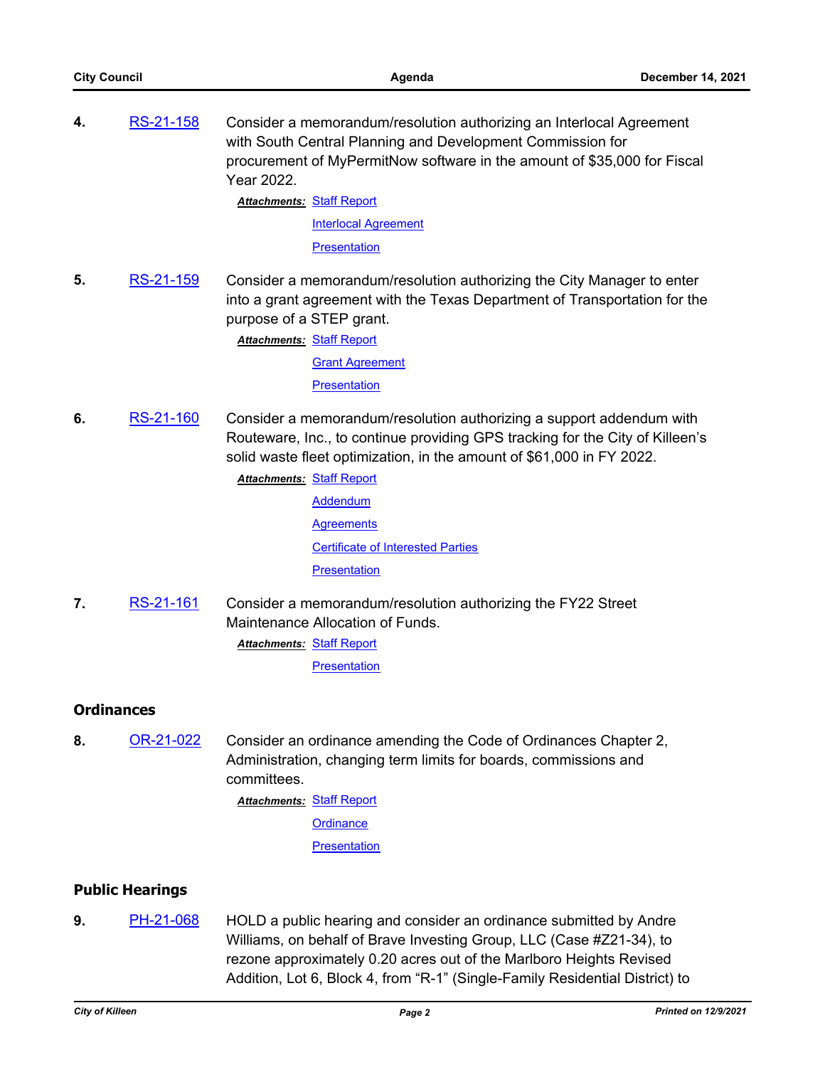4. RS-21-158 Consider a memorandum/resolution authorizing an Interlocal Agreement with South Central Planning and Development Commission for procurement of MyPermitNow software in the amount of $35,000 for Fiscal Year 2022.

   ***Attachments:*** Staff Report
   Interlocal Agreement
   Presentation

5. RS-21-159 Consider a memorandum/resolution authorizing the City Manager to enter into a grant agreement with the Texas Department of Transportation for the purpose of a STEP grant.

   ***Attachments:*** Staff Report
   Grant Agreement
   Presentation

6. RS-21-160 Consider a memorandum/resolution authorizing a support addendum with Routeware, Inc., to continue providing GPS tracking for the City of Killeen's solid waste fleet optimization, in the amount of $61,000 in FY 2022.

   ***Attachments:*** Staff Report
   Addendum
   Agreements
   Certificate of Interested Parties
   Presentation

7. RS-21-161 Consider a memorandum/resolution authorizing the FY22 Street Maintenance Allocation of Funds.

   ***Attachments:*** Staff Report
   Presentation

## Ordinances

8. OR-21-022 Consider an ordinance amending the Code of Ordinances Chapter 2, Administration, changing term limits for boards, commissions and committees.

   ***Attachments:*** Staff Report
   Ordinance
   Presentation

## Public Hearings

9. PH-21-068 HOLD a public hearing and consider an ordinance submitted by Andre Williams, on behalf of Brave Investing Group, LLC (Case #Z21-34), to rezone approximately 0.20 acres out of the Marlboro Heights Revised Addition, Lot 6, Block 4, from "R-1" (Single-Family Residential District) to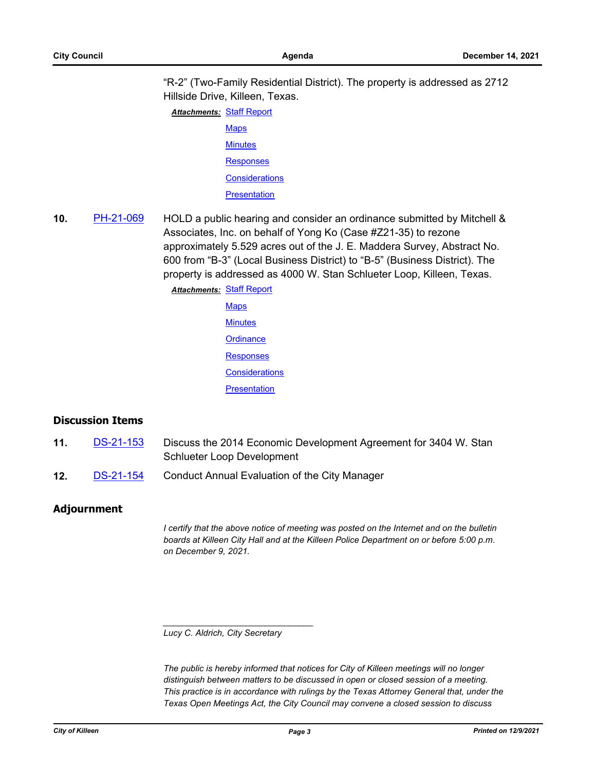"R-2" (Two-Family Residential District). The property is addressed as 2712 Hillside Drive, Killeen, Texas.

***Attachments:*** Staff Report

Maps

Minutes

Responses

Considerations

Presentation

**10.** PH-21-069 HOLD a public hearing and consider an ordinance submitted by Mitchell & Associates, Inc. on behalf of Yong Ko (Case #Z21-35) to rezone approximately 5.529 acres out of the J. E. Maddera Survey, Abstract No. 600 from "B-3" (Local Business District) to "B-5" (Business District). The property is addressed as 4000 W. Stan Schlueter Loop, Killeen, Texas.

***Attachments:*** Staff Report

Maps

Minutes

Ordinance

Responses

Considerations

Presentation

## Discussion Items

**11.** DS-21-153 Discuss the 2014 Economic Development Agreement for 3404 W. Stan Schlueter Loop Development

**12.** DS-21-154 Conduct Annual Evaluation of the City Manager

## Adjournment

*I certify that the above notice of meeting was posted on the Internet and on the bulletin boards at Killeen City Hall and at the Killeen Police Department on or before 5:00 p.m. on December 9, 2021.*

_______________________________

*Lucy C. Aldrich, City Secretary*

*The public is hereby informed that notices for City of Killeen meetings will no longer distinguish between matters to be discussed in open or closed session of a meeting. This practice is in accordance with rulings by the Texas Attorney General that, under the Texas Open Meetings Act, the City Council may convene a closed session to discuss*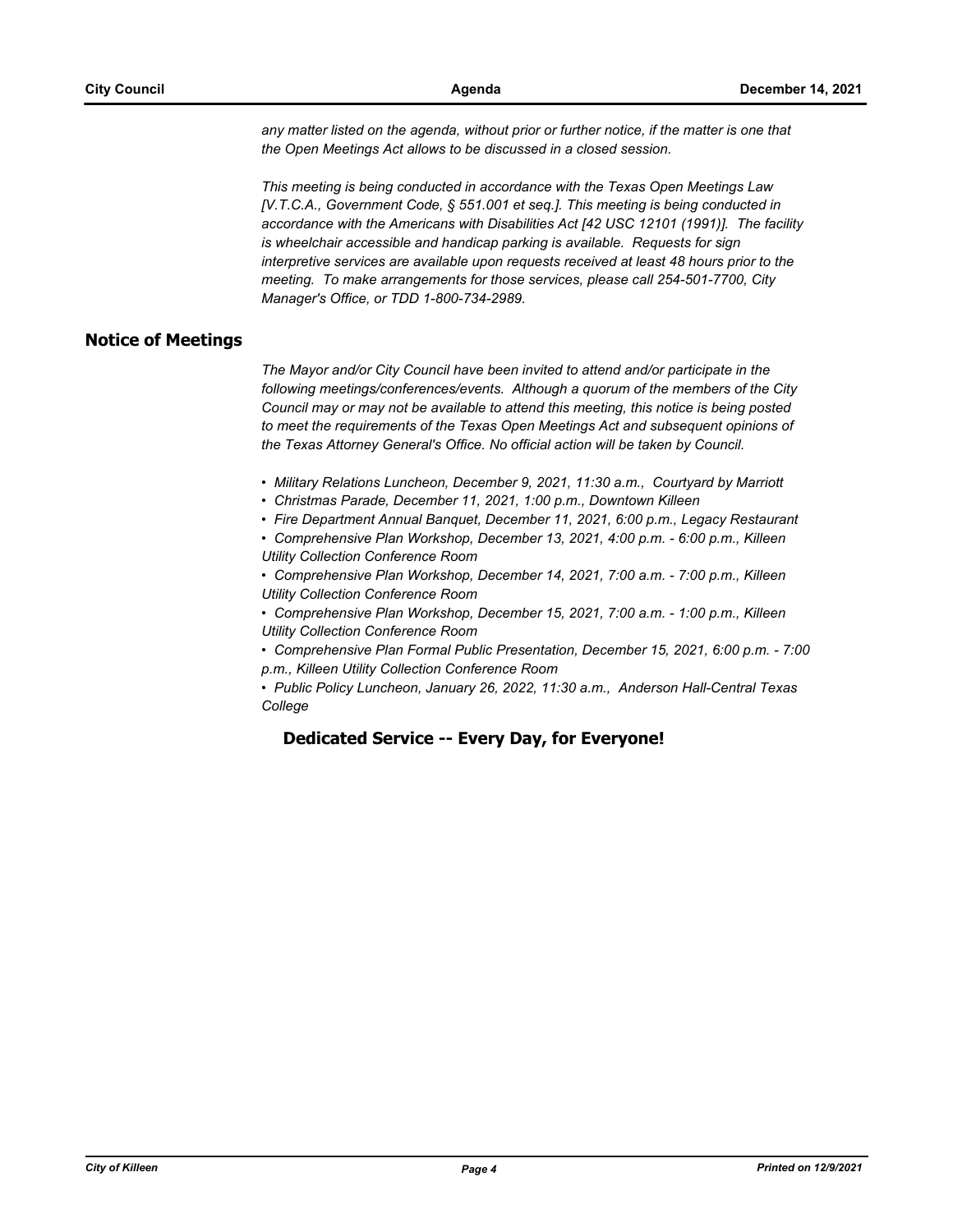*any matter listed on the agenda, without prior or further notice, if the matter is one that the Open Meetings Act allows to be discussed in a closed session.*

*This meeting is being conducted in accordance with the Texas Open Meetings Law [V.T.C.A., Government Code, § 551.001 et seq.]. This meeting is being conducted in accordance with the Americans with Disabilities Act [42 USC 12101 (1991)]. The facility is wheelchair accessible and handicap parking is available. Requests for sign interpretive services are available upon requests received at least 48 hours prior to the meeting. To make arrangements for those services, please call 254-501-7700, City Manager's Office, or TDD 1-800-734-2989.*

## Notice of Meetings

*The Mayor and/or City Council have been invited to attend and/or participate in the following meetings/conferences/events. Although a quorum of the members of the City Council may or may not be available to attend this meeting, this notice is being posted to meet the requirements of the Texas Open Meetings Act and subsequent opinions of the Texas Attorney General's Office. No official action will be taken by Council.*

- *Military Relations Luncheon, December 9, 2021, 11:30 a.m., Courtyard by Marriott*
- *Christmas Parade, December 11, 2021, 1:00 p.m., Downtown Killeen*
- *Fire Department Annual Banquet, December 11, 2021, 6:00 p.m., Legacy Restaurant*
- *Comprehensive Plan Workshop, December 13, 2021, 4:00 p.m. - 6:00 p.m., Killeen Utility Collection Conference Room*
- *Comprehensive Plan Workshop, December 14, 2021, 7:00 a.m. - 7:00 p.m., Killeen Utility Collection Conference Room*
- *Comprehensive Plan Workshop, December 15, 2021, 7:00 a.m. - 1:00 p.m., Killeen Utility Collection Conference Room*
- *Comprehensive Plan Formal Public Presentation, December 15, 2021, 6:00 p.m. - 7:00 p.m., Killeen Utility Collection Conference Room*
- *Public Policy Luncheon, January 26, 2022, 11:30 a.m., Anderson Hall-Central Texas College*

**Dedicated Service -- Every Day, for Everyone!**